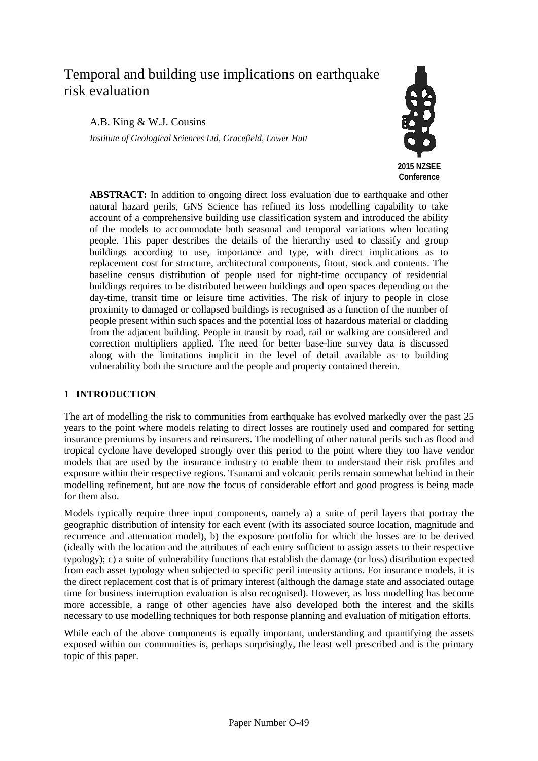# Temporal and building use implications on earthquake risk evaluation

A.B. King & W.J. Cousins

*Institute of Geological Sciences Ltd, Gracefield, Lower Hutt*

**2015 NZSEE Conference**

**ABSTRACT:** In addition to ongoing direct loss evaluation due to earthquake and other natural hazard perils, GNS Science has refined its loss modelling capability to take account of a comprehensive building use classification system and introduced the ability of the models to accommodate both seasonal and temporal variations when locating people. This paper describes the details of the hierarchy used to classify and group buildings according to use, importance and type, with direct implications as to replacement cost for structure, architectural components, fitout, stock and contents. The baseline census distribution of people used for night-time occupancy of residential buildings requires to be distributed between buildings and open spaces depending on the day-time, transit time or leisure time activities. The risk of injury to people in close proximity to damaged or collapsed buildings is recognised as a function of the number of people present within such spaces and the potential loss of hazardous material or cladding from the adjacent building. People in transit by road, rail or walking are considered and correction multipliers applied. The need for better base-line survey data is discussed along with the limitations implicit in the level of detail available as to building vulnerability both the structure and the people and property contained therein.

## 1 INTRODUCTION

The art of modelling the risk to communities from earthquake has evolved markedly over the past 25 years to the point where models relating to direct losses are routinely used and compared for setting insurance premiums by insurers and reinsurers. The modelling of other natural perils such as flood and tropical cyclone have developed strongly over this period to the point where they too have vendor models that are used by the insurance industry to enable them to understand their risk profiles and exposure within their respective regions. Tsunami and volcanic perils remain somewhat behind in their modelling refinement, but are now the focus of considerable effort and good progress is being made for them also.

Models typically require three input components, namely a) a suite of peril layers that portray the geographic distribution of intensity for each event (with its associated source location, magnitude and recurrence and attenuation model), b) the exposure portfolio for which the losses are to be derived (ideally with the location and the attributes of each entry sufficient to assign assets to their respective typology); c) a suite of vulnerability functions that establish the damage (or loss) distribution expected from each asset typology when subjected to specific peril intensity actions. For insurance models, it is the direct replacement cost that is of primary interest (although the damage state and associated outage time for business interruption evaluation is also recognised). However, as loss modelling has become more accessible, a range of other agencies have also developed both the interest and the skills necessary to use modelling techniques for both response planning and evaluation of mitigation efforts.

While each of the above components is equally important, understanding and quantifying the assets exposed within our communities is, perhaps surprisingly, the least well prescribed and is the primary topic of this paper.

Paper Number O-49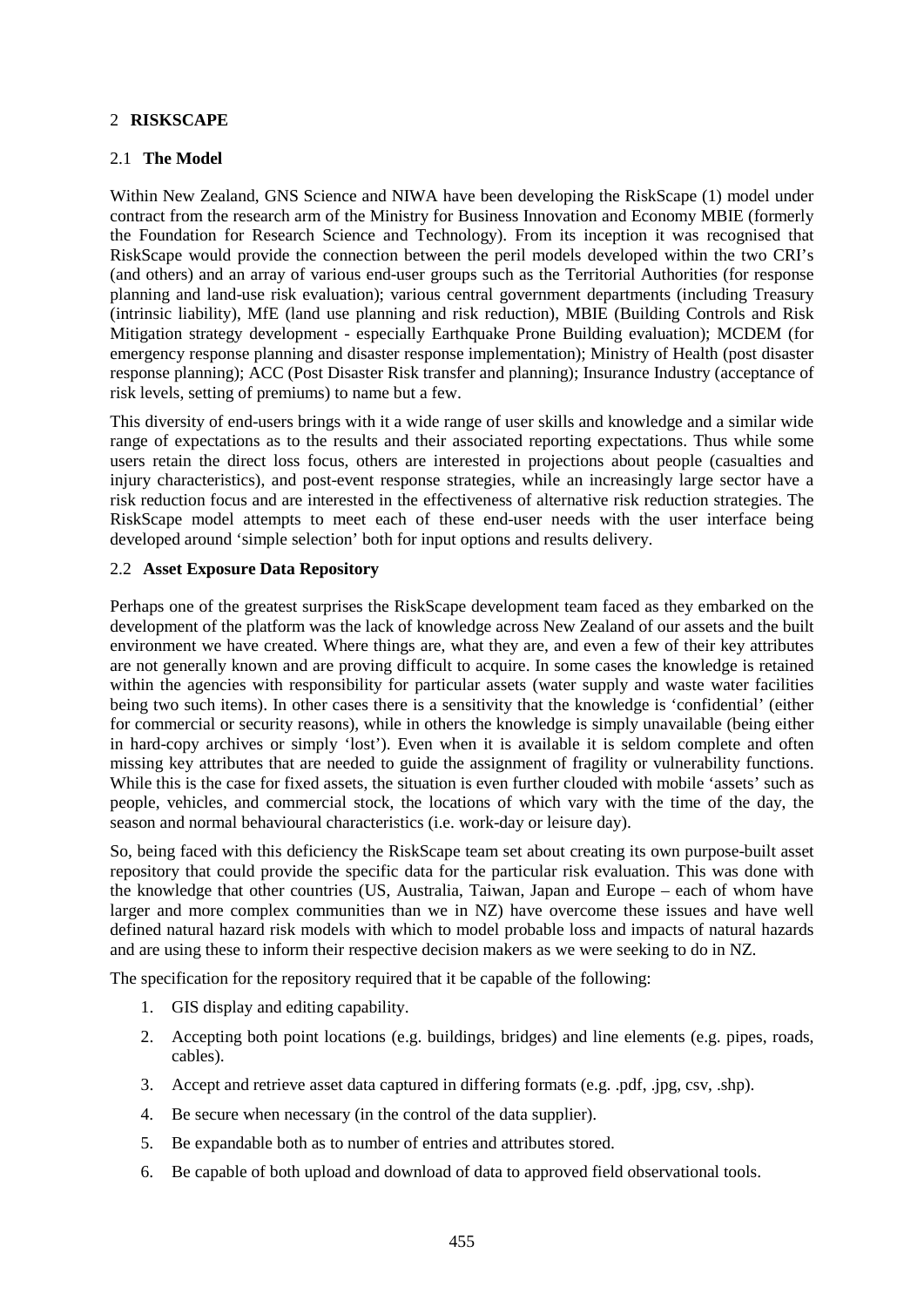## 2 RISKSCAPE

### 2.1 The Model

Within New Zealand, GNS Science and NIWA have been developing the RiskScape (1) model under contract from the research arm of the Ministry for Business Innovation and Economy MBIE (formerly the Foundation for Research Science and Technology). From its inception it was recognised that RiskScape would provide the connection between the peril models developed within the two CRI's (and others) and an array of various end-user groups such as the Territorial Authorities (for response planning and land-use risk evaluation); various central government departments (including Treasury (intrinsic liability), MfE (land use planning and risk reduction), MBIE (Building Controls and Risk Mitigation strategy development - especially Earthquake Prone Building evaluation); MCDEM (for emergency response planning and disaster response implementation); Ministry of Health (post disaster response planning); ACC (Post Disaster Risk transfer and planning); Insurance Industry (acceptance of risk levels, setting of premiums) to name but a few.

This diversity of end-users brings with it a wide range of user skills and knowledge and a similar wide range of expectations as to the results and their associated reporting expectations. Thus while some users retain the direct loss focus, others are interested in projections about people (casualties and injury characteristics), and post-event response strategies, while an increasingly large sector have a risk reduction focus and are interested in the effectiveness of alternative risk reduction strategies. The RiskScape model attempts to meet each of these end-user needs with the user interface being developed around 'simple selection' both for input options and results delivery.

### 2.2 Asset Exposure Data Repository

Perhaps one of the greatest surprises the RiskScape development team faced as they embarked on the development of the platform was the lack of knowledge across New Zealand of our assets and the built environment we have created. Where things are, what they are, and even a few of their key attributes are not generally known and are proving difficult to acquire. In some cases the knowledge is retained within the agencies with responsibility for particular assets (water supply and waste water facilities being two such items). In other cases there is a sensitivity that the knowledge is 'confidential' (either for commercial or security reasons), while in others the knowledge is simply unavailable (being either in hard-copy archives or simply 'lost'). Even when it is available it is seldom complete and often missing key attributes that are needed to guide the assignment of fragility or vulnerability functions. While this is the case for fixed assets, the situation is even further clouded with mobile 'assets' such as people, vehicles, and commercial stock, the locations of which vary with the time of the day, the season and normal behavioural characteristics (i.e. work-day or leisure day).

So, being faced with this deficiency the RiskScape team set about creating its own purpose-built asset repository that could provide the specific data for the particular risk evaluation. This was done with the knowledge that other countries (US, Australia, Taiwan, Japan and Europe – each of whom have larger and more complex communities than we in NZ) have overcome these issues and have well defined natural hazard risk models with which to model probable loss and impacts of natural hazards and are using these to inform their respective decision makers as we were seeking to do in NZ.

The specification for the repository required that it be capable of the following:

1. GIS display and editing capability.
2. Accepting both point locations (e.g. buildings, bridges) and line elements (e.g. pipes, roads, cables).
3. Accept and retrieve asset data captured in differing formats (e.g. .pdf, .jpg, csv, .shp).
4. Be secure when necessary (in the control of the data supplier).
5. Be expandable both as to number of entries and attributes stored.
6. Be capable of both upload and download of data to approved field observational tools.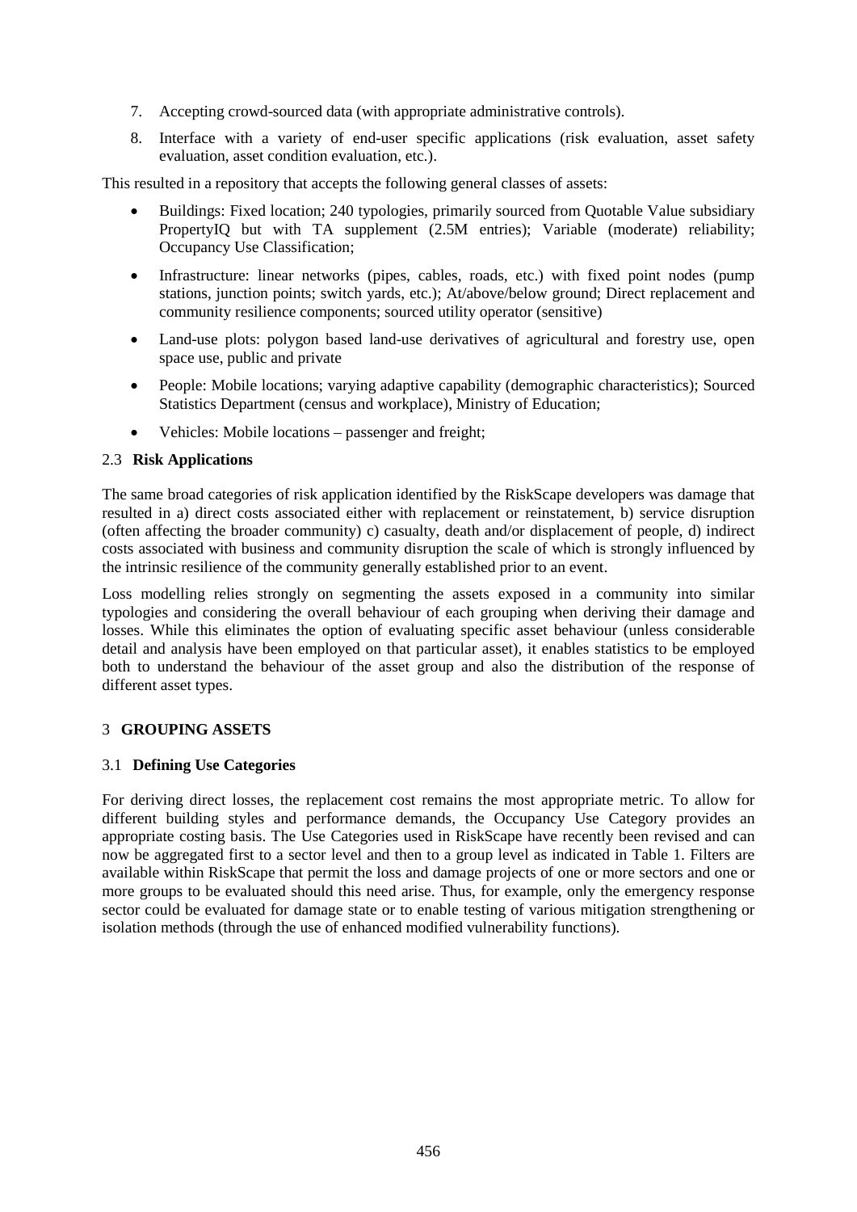7. Accepting crowd-sourced data (with appropriate administrative controls).
8. Interface with a variety of end-user specific applications (risk evaluation, asset safety evaluation, asset condition evaluation, etc.).

This resulted in a repository that accepts the following general classes of assets:

- Buildings: Fixed location; 240 typologies, primarily sourced from Quotable Value subsidiary PropertyIQ but with TA supplement (2.5M entries); Variable (moderate) reliability; Occupancy Use Classification;
- Infrastructure: linear networks (pipes, cables, roads, etc.) with fixed point nodes (pump stations, junction points; switch yards, etc.); At/above/below ground; Direct replacement and community resilience components; sourced utility operator (sensitive)
- Land-use plots: polygon based land-use derivatives of agricultural and forestry use, open space use, public and private
- People: Mobile locations; varying adaptive capability (demographic characteristics); Sourced Statistics Department (census and workplace), Ministry of Education;
- Vehicles: Mobile locations – passenger and freight;

### 2.3 Risk Applications

The same broad categories of risk application identified by the RiskScape developers was damage that resulted in a) direct costs associated either with replacement or reinstatement, b) service disruption (often affecting the broader community) c) casualty, death and/or displacement of people, d) indirect costs associated with business and community disruption the scale of which is strongly influenced by the intrinsic resilience of the community generally established prior to an event.

Loss modelling relies strongly on segmenting the assets exposed in a community into similar typologies and considering the overall behaviour of each grouping when deriving their damage and losses. While this eliminates the option of evaluating specific asset behaviour (unless considerable detail and analysis have been employed on that particular asset), it enables statistics to be employed both to understand the behaviour of the asset group and also the distribution of the response of different asset types.

## 3 GROUPING ASSETS

### 3.1 Defining Use Categories

For deriving direct losses, the replacement cost remains the most appropriate metric. To allow for different building styles and performance demands, the Occupancy Use Category provides an appropriate costing basis. The Use Categories used in RiskScape have recently been revised and can now be aggregated first to a sector level and then to a group level as indicated in Table 1. Filters are available within RiskScape that permit the loss and damage projects of one or more sectors and one or more groups to be evaluated should this need arise. Thus, for example, only the emergency response sector could be evaluated for damage state or to enable testing of various mitigation strengthening or isolation methods (through the use of enhanced modified vulnerability functions).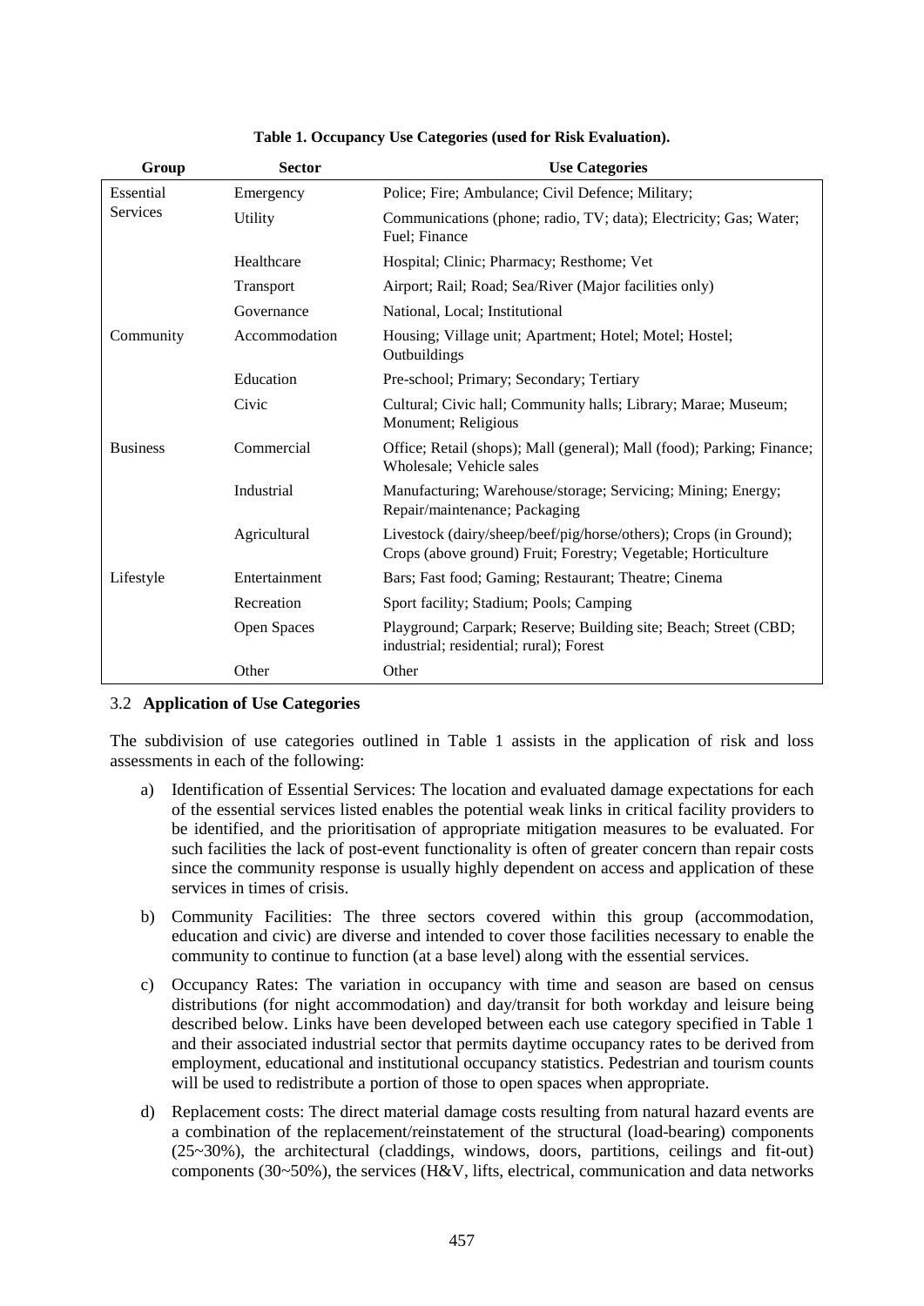**Table 1. Occupancy Use Categories (used for Risk Evaluation).**

| Group | Sector | Use Categories |
|---|---|---|
| Essential Services | Emergency | Police; Fire; Ambulance; Civil Defence; Military; |
| | Utility | Communications (phone; radio, TV; data); Electricity; Gas; Water; Fuel; Finance |
| | Healthcare | Hospital; Clinic; Pharmacy; Resthome; Vet |
| | Transport | Airport; Rail; Road; Sea/River (Major facilities only) |
| | Governance | National, Local; Institutional |
| Community | Accommodation | Housing; Village unit; Apartment; Hotel; Motel; Hostel; Outbuildings |
| | Education | Pre-school; Primary; Secondary; Tertiary |
| | Civic | Cultural; Civic hall; Community halls; Library; Marae; Museum; Monument; Religious |
| Business | Commercial | Office; Retail (shops); Mall (general); Mall (food); Parking; Finance; Wholesale; Vehicle sales |
| | Industrial | Manufacturing; Warehouse/storage; Servicing; Mining; Energy; Repair/maintenance; Packaging |
| | Agricultural | Livestock (dairy/sheep/beef/pig/horse/others); Crops (in Ground); Crops (above ground) Fruit; Forestry; Vegetable; Horticulture |
| Lifestyle | Entertainment | Bars; Fast food; Gaming; Restaurant; Theatre; Cinema |
| | Recreation | Sport facility; Stadium; Pools; Camping |
| | Open Spaces | Playground; Carpark; Reserve; Building site; Beach; Street (CBD; industrial; residential; rural); Forest |
| | Other | Other |

### 3.2 Application of Use Categories

The subdivision of use categories outlined in Table 1 assists in the application of risk and loss assessments in each of the following:

a) Identification of Essential Services: The location and evaluated damage expectations for each of the essential services listed enables the potential weak links in critical facility providers to be identified, and the prioritisation of appropriate mitigation measures to be evaluated. For such facilities the lack of post-event functionality is often of greater concern than repair costs since the community response is usually highly dependent on access and application of these services in times of crisis.

b) Community Facilities: The three sectors covered within this group (accommodation, education and civic) are diverse and intended to cover those facilities necessary to enable the community to continue to function (at a base level) along with the essential services.

c) Occupancy Rates: The variation in occupancy with time and season are based on census distributions (for night accommodation) and day/transit for both workday and leisure being described below. Links have been developed between each use category specified in Table 1 and their associated industrial sector that permits daytime occupancy rates to be derived from employment, educational and institutional occupancy statistics. Pedestrian and tourism counts will be used to redistribute a portion of those to open spaces when appropriate.

d) Replacement costs: The direct material damage costs resulting from natural hazard events are a combination of the replacement/reinstatement of the structural (load-bearing) components (25~30%), the architectural (claddings, windows, doors, partitions, ceilings and fit-out) components (30~50%), the services (H&V, lifts, electrical, communication and data networks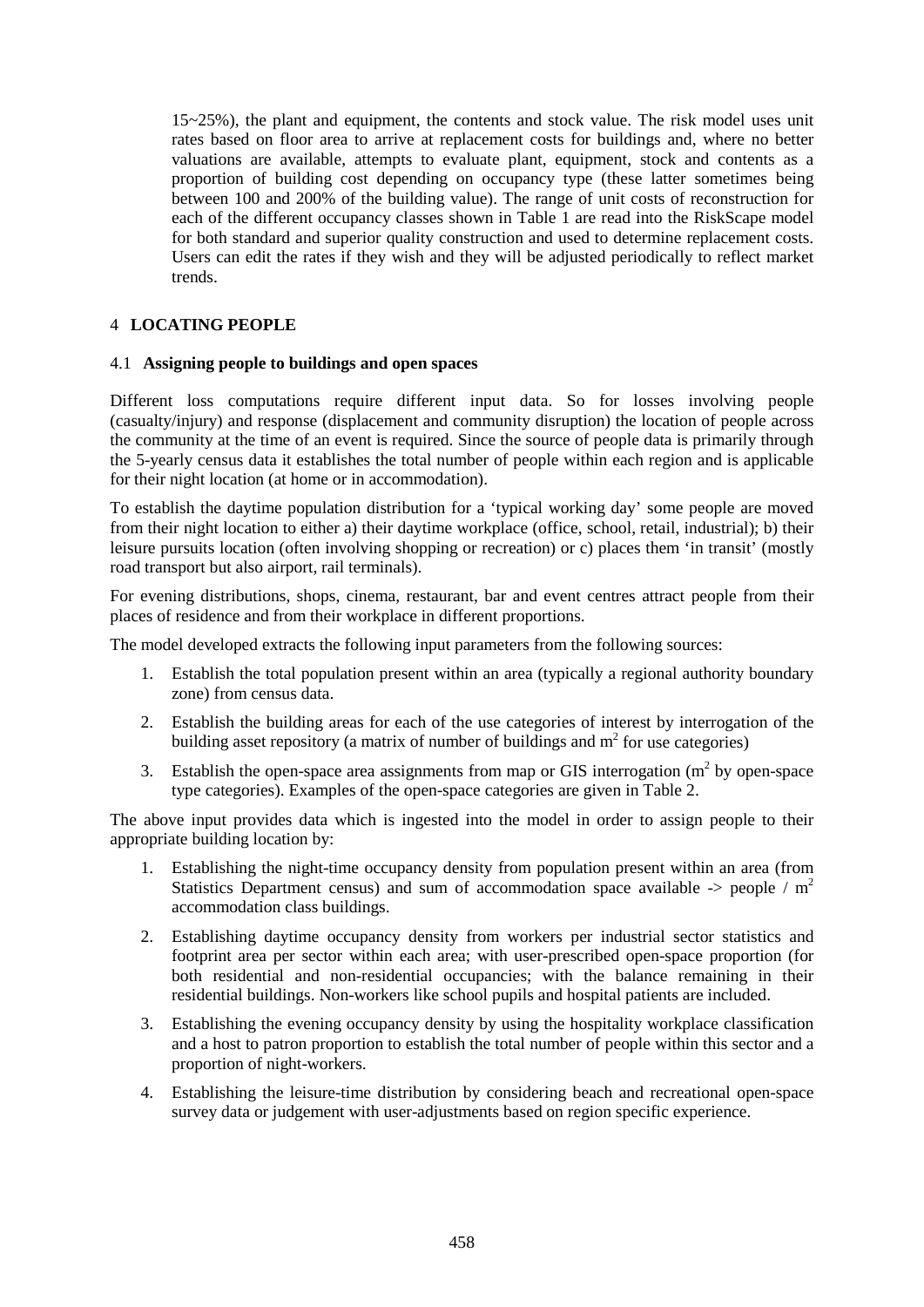15~25%), the plant and equipment, the contents and stock value. The risk model uses unit rates based on floor area to arrive at replacement costs for buildings and, where no better valuations are available, attempts to evaluate plant, equipment, stock and contents as a proportion of building cost depending on occupancy type (these latter sometimes being between 100 and 200% of the building value). The range of unit costs of reconstruction for each of the different occupancy classes shown in Table 1 are read into the RiskScape model for both standard and superior quality construction and used to determine replacement costs. Users can edit the rates if they wish and they will be adjusted periodically to reflect market trends.

## 4 LOCATING PEOPLE

### 4.1 Assigning people to buildings and open spaces

Different loss computations require different input data. So for losses involving people (casualty/injury) and response (displacement and community disruption) the location of people across the community at the time of an event is required. Since the source of people data is primarily through the 5-yearly census data it establishes the total number of people within each region and is applicable for their night location (at home or in accommodation).

To establish the daytime population distribution for a 'typical working day' some people are moved from their night location to either a) their daytime workplace (office, school, retail, industrial); b) their leisure pursuits location (often involving shopping or recreation) or c) places them 'in transit' (mostly road transport but also airport, rail terminals).

For evening distributions, shops, cinema, restaurant, bar and event centres attract people from their places of residence and from their workplace in different proportions.

The model developed extracts the following input parameters from the following sources:

1. Establish the total population present within an area (typically a regional authority boundary zone) from census data.
2. Establish the building areas for each of the use categories of interest by interrogation of the building asset repository (a matrix of number of buildings and $m^2$ for use categories)
3. Establish the open-space area assignments from map or GIS interrogation ($m^2$ by open-space type categories). Examples of the open-space categories are given in Table 2.

The above input provides data which is ingested into the model in order to assign people to their appropriate building location by:

1. Establishing the night-time occupancy density from population present within an area (from Statistics Department census) and sum of accommodation space available -> people / $m^2$ accommodation class buildings.
2. Establishing daytime occupancy density from workers per industrial sector statistics and footprint area per sector within each area; with user-prescribed open-space proportion (for both residential and non-residential occupancies; with the balance remaining in their residential buildings. Non-workers like school pupils and hospital patients are included.
3. Establishing the evening occupancy density by using the hospitality workplace classification and a host to patron proportion to establish the total number of people within this sector and a proportion of night-workers.
4. Establishing the leisure-time distribution by considering beach and recreational open-space survey data or judgement with user-adjustments based on region specific experience.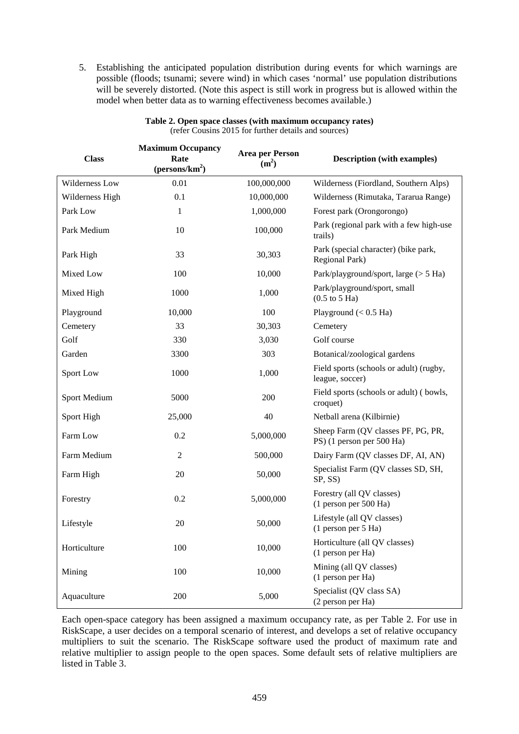5. Establishing the anticipated population distribution during events for which warnings are possible (floods; tsunami; severe wind) in which cases 'normal' use population distributions will be severely distorted. (Note this aspect is still work in progress but is allowed within the model when better data as to warning effectiveness becomes available.)

**Table 2. Open space classes (with maximum occupancy rates)**
(refer Cousins 2015 for further details and sources)

| Class | Maximum Occupancy Rate (persons/km$^2$) | Area per Person (m$^2$) | Description (with examples) |
|---|---|---|---|
| Wilderness Low | 0.01 | 100,000,000 | Wilderness (Fiordland, Southern Alps) |
| Wilderness High | 0.1 | 10,000,000 | Wilderness (Rimutaka, Tararua Range) |
| Park Low | 1 | 1,000,000 | Forest park (Orongorongo) |
| Park Medium | 10 | 100,000 | Park (regional park with a few high-use trails) |
| Park High | 33 | 30,303 | Park (special character) (bike park, Regional Park) |
| Mixed Low | 100 | 10,000 | Park/playground/sport, large (> 5 Ha) |
| Mixed High | 1000 | 1,000 | Park/playground/sport, small (0.5 to 5 Ha) |
| Playground | 10,000 | 100 | Playground (< 0.5 Ha) |
| Cemetery | 33 | 30,303 | Cemetery |
| Golf | 330 | 3,030 | Golf course |
| Garden | 3300 | 303 | Botanical/zoological gardens |
| Sport Low | 1000 | 1,000 | Field sports (schools or adult) (rugby, league, soccer) |
| Sport Medium | 5000 | 200 | Field sports (schools or adult) ( bowls, croquet) |
| Sport High | 25,000 | 40 | Netball arena (Kilbirnie) |
| Farm Low | 0.2 | 5,000,000 | Sheep Farm (QV classes PF, PG, PR, PS) (1 person per 500 Ha) |
| Farm Medium | 2 | 500,000 | Dairy Farm (QV classes DF, AI, AN) |
| Farm High | 20 | 50,000 | Specialist Farm (QV classes SD, SH, SP, SS) |
| Forestry | 0.2 | 5,000,000 | Forestry (all QV classes) (1 person per 500 Ha) |
| Lifestyle | 20 | 50,000 | Lifestyle (all QV classes) (1 person per 5 Ha) |
| Horticulture | 100 | 10,000 | Horticulture (all QV classes) (1 person per Ha) |
| Mining | 100 | 10,000 | Mining (all QV classes) (1 person per Ha) |
| Aquaculture | 200 | 5,000 | Specialist (QV class SA) (2 person per Ha) |

Each open-space category has been assigned a maximum occupancy rate, as per Table 2. For use in RiskScape, a user decides on a temporal scenario of interest, and develops a set of relative occupancy multipliers to suit the scenario. The RiskScape software used the product of maximum rate and relative multiplier to assign people to the open spaces. Some default sets of relative multipliers are listed in Table 3.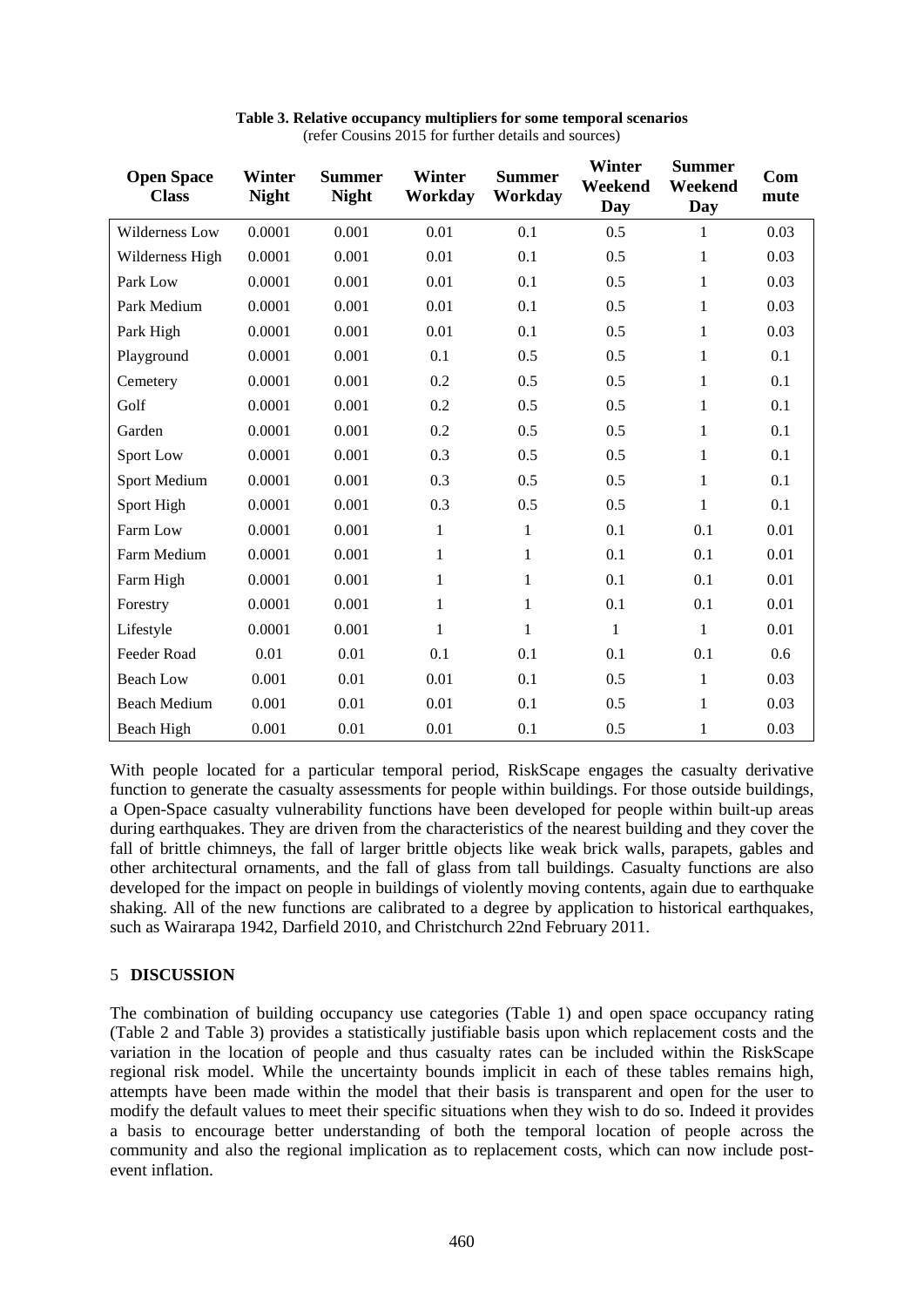**Table 3. Relative occupancy multipliers for some temporal scenarios**
(refer Cousins 2015 for further details and sources)

| Open Space Class | Winter Night | Summer Night | Winter Workday | Summer Workday | Winter Weekend Day | Summer Weekend Day | Commute |
|---|---|---|---|---|---|---|---|
| Wilderness Low | 0.0001 | 0.001 | 0.01 | 0.1 | 0.5 | 1 | 0.03 |
| Wilderness High | 0.0001 | 0.001 | 0.01 | 0.1 | 0.5 | 1 | 0.03 |
| Park Low | 0.0001 | 0.001 | 0.01 | 0.1 | 0.5 | 1 | 0.03 |
| Park Medium | 0.0001 | 0.001 | 0.01 | 0.1 | 0.5 | 1 | 0.03 |
| Park High | 0.0001 | 0.001 | 0.01 | 0.1 | 0.5 | 1 | 0.03 |
| Playground | 0.0001 | 0.001 | 0.1 | 0.5 | 0.5 | 1 | 0.1 |
| Cemetery | 0.0001 | 0.001 | 0.2 | 0.5 | 0.5 | 1 | 0.1 |
| Golf | 0.0001 | 0.001 | 0.2 | 0.5 | 0.5 | 1 | 0.1 |
| Garden | 0.0001 | 0.001 | 0.2 | 0.5 | 0.5 | 1 | 0.1 |
| Sport Low | 0.0001 | 0.001 | 0.3 | 0.5 | 0.5 | 1 | 0.1 |
| Sport Medium | 0.0001 | 0.001 | 0.3 | 0.5 | 0.5 | 1 | 0.1 |
| Sport High | 0.0001 | 0.001 | 0.3 | 0.5 | 0.5 | 1 | 0.1 |
| Farm Low | 0.0001 | 0.001 | 1 | 1 | 0.1 | 0.1 | 0.01 |
| Farm Medium | 0.0001 | 0.001 | 1 | 1 | 0.1 | 0.1 | 0.01 |
| Farm High | 0.0001 | 0.001 | 1 | 1 | 0.1 | 0.1 | 0.01 |
| Forestry | 0.0001 | 0.001 | 1 | 1 | 0.1 | 0.1 | 0.01 |
| Lifestyle | 0.0001 | 0.001 | 1 | 1 | 1 | 1 | 0.01 |
| Feeder Road | 0.01 | 0.01 | 0.1 | 0.1 | 0.1 | 0.1 | 0.6 |
| Beach Low | 0.001 | 0.01 | 0.01 | 0.1 | 0.5 | 1 | 0.03 |
| Beach Medium | 0.001 | 0.01 | 0.01 | 0.1 | 0.5 | 1 | 0.03 |
| Beach High | 0.001 | 0.01 | 0.01 | 0.1 | 0.5 | 1 | 0.03 |

With people located for a particular temporal period, RiskScape engages the casualty derivative function to generate the casualty assessments for people within buildings. For those outside buildings, a Open-Space casualty vulnerability functions have been developed for people within built-up areas during earthquakes. They are driven from the characteristics of the nearest building and they cover the fall of brittle chimneys, the fall of larger brittle objects like weak brick walls, parapets, gables and other architectural ornaments, and the fall of glass from tall buildings. Casualty functions are also developed for the impact on people in buildings of violently moving contents, again due to earthquake shaking. All of the new functions are calibrated to a degree by application to historical earthquakes, such as Wairarapa 1942, Darfield 2010, and Christchurch 22nd February 2011.

## 5 DISCUSSION

The combination of building occupancy use categories (Table 1) and open space occupancy rating (Table 2 and Table 3) provides a statistically justifiable basis upon which replacement costs and the variation in the location of people and thus casualty rates can be included within the RiskScape regional risk model. While the uncertainty bounds implicit in each of these tables remains high, attempts have been made within the model that their basis is transparent and open for the user to modify the default values to meet their specific situations when they wish to do so. Indeed it provides a basis to encourage better understanding of both the temporal location of people across the community and also the regional implication as to replacement costs, which can now include post-event inflation.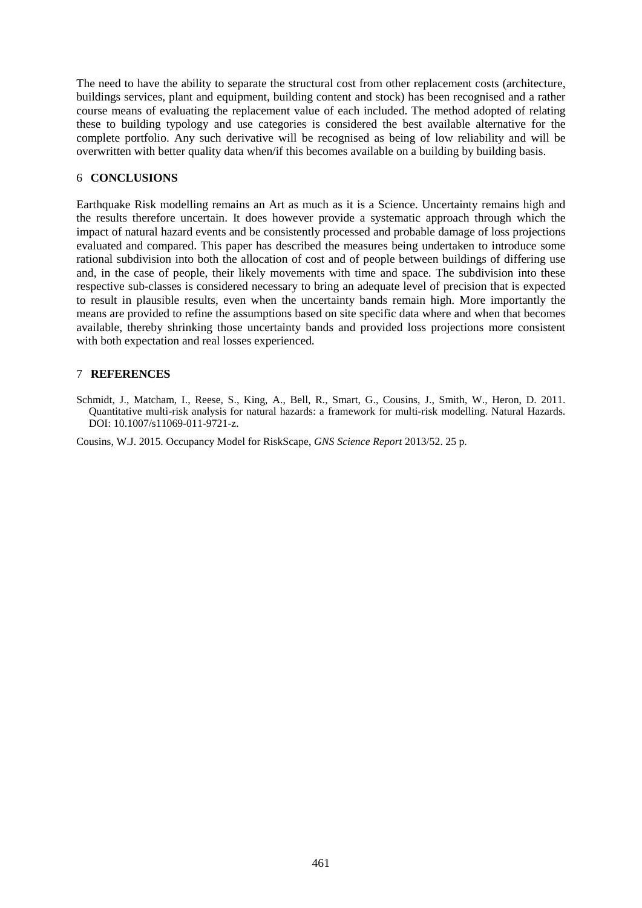The need to have the ability to separate the structural cost from other replacement costs (architecture, buildings services, plant and equipment, building content and stock) has been recognised and a rather course means of evaluating the replacement value of each included. The method adopted of relating these to building typology and use categories is considered the best available alternative for the complete portfolio. Any such derivative will be recognised as being of low reliability and will be overwritten with better quality data when/if this becomes available on a building by building basis.

## 6 CONCLUSIONS

Earthquake Risk modelling remains an Art as much as it is a Science. Uncertainty remains high and the results therefore uncertain. It does however provide a systematic approach through which the impact of natural hazard events and be consistently processed and probable damage of loss projections evaluated and compared. This paper has described the measures being undertaken to introduce some rational subdivision into both the allocation of cost and of people between buildings of differing use and, in the case of people, their likely movements with time and space. The subdivision into these respective sub-classes is considered necessary to bring an adequate level of precision that is expected to result in plausible results, even when the uncertainty bands remain high. More importantly the means are provided to refine the assumptions based on site specific data where and when that becomes available, thereby shrinking those uncertainty bands and provided loss projections more consistent with both expectation and real losses experienced.

## 7 REFERENCES

Schmidt, J., Matcham, I., Reese, S., King, A., Bell, R., Smart, G., Cousins, J., Smith, W., Heron, D. 2011. Quantitative multi-risk analysis for natural hazards: a framework for multi-risk modelling. Natural Hazards. DOI: 10.1007/s11069-011-9721-z.

Cousins, W.J. 2015. Occupancy Model for RiskScape, *GNS Science Report* 2013/52. 25 p.